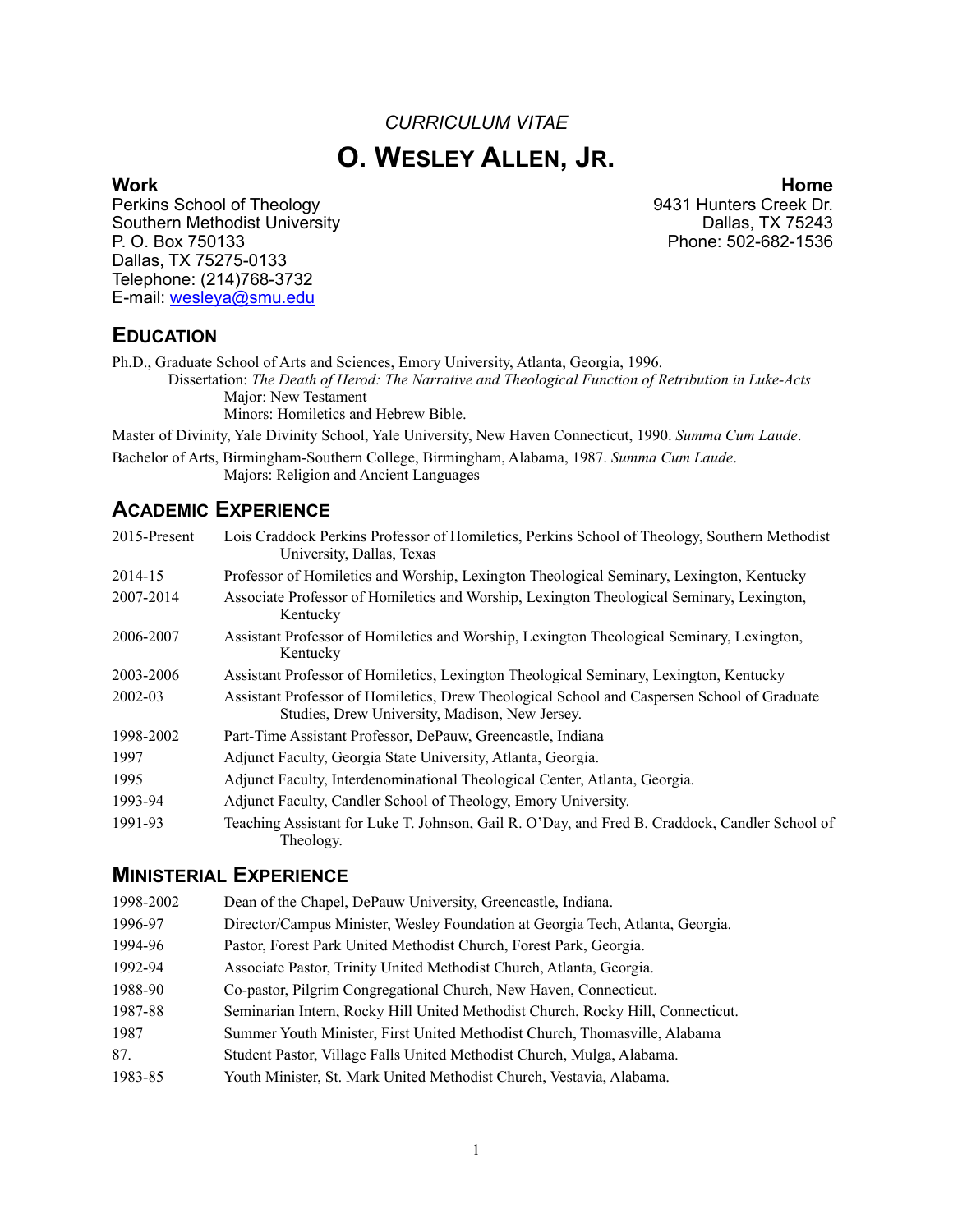*CURRICULUM VITAE*

# O. WESLEY ALLEN, JR.

**Work**
Perkins School of Theology
Southern Methodist University
P. O. Box 750133
Dallas, TX 75275-0133
Telephone: (214)768-3732
E-mail: wesleya@smu.edu

**Home**
9431 Hunters Creek Dr.
Dallas, TX 75243
Phone: 502-682-1536

## EDUCATION

Ph.D., Graduate School of Arts and Sciences, Emory University, Atlanta, Georgia, 1996.
Dissertation: *The Death of Herod: The Narrative and Theological Function of Retribution in Luke-Acts*
Major: New Testament
Minors: Homiletics and Hebrew Bible.

Master of Divinity, Yale Divinity School, Yale University, New Haven Connecticut, 1990. *Summa Cum Laude*.

Bachelor of Arts, Birmingham-Southern College, Birmingham, Alabama, 1987. *Summa Cum Laude*.
Majors: Religion and Ancient Languages

## ACADEMIC EXPERIENCE

| | |
|---|---|
| 2015-Present | Lois Craddock Perkins Professor of Homiletics, Perkins School of Theology, Southern Methodist University, Dallas, Texas |
| 2014-15 | Professor of Homiletics and Worship, Lexington Theological Seminary, Lexington, Kentucky |
| 2007-2014 | Associate Professor of Homiletics and Worship, Lexington Theological Seminary, Lexington, Kentucky |
| 2006-2007 | Assistant Professor of Homiletics and Worship, Lexington Theological Seminary, Lexington, Kentucky |
| 2003-2006 | Assistant Professor of Homiletics, Lexington Theological Seminary, Lexington, Kentucky |
| 2002-03 | Assistant Professor of Homiletics, Drew Theological School and Caspersen School of Graduate Studies, Drew University, Madison, New Jersey. |
| 1998-2002 | Part-Time Assistant Professor, DePauw, Greencastle, Indiana |
| 1997 | Adjunct Faculty, Georgia State University, Atlanta, Georgia. |
| 1995 | Adjunct Faculty, Interdenominational Theological Center, Atlanta, Georgia. |
| 1993-94 | Adjunct Faculty, Candler School of Theology, Emory University. |
| 1991-93 | Teaching Assistant for Luke T. Johnson, Gail R. O'Day, and Fred B. Craddock, Candler School of Theology. |

## MINISTERIAL EXPERIENCE

| | |
|---|---|
| 1998-2002 | Dean of the Chapel, DePauw University, Greencastle, Indiana. |
| 1996-97 | Director/Campus Minister, Wesley Foundation at Georgia Tech, Atlanta, Georgia. |
| 1994-96 | Pastor, Forest Park United Methodist Church, Forest Park, Georgia. |
| 1992-94 | Associate Pastor, Trinity United Methodist Church, Atlanta, Georgia. |
| 1988-90 | Co-pastor, Pilgrim Congregational Church, New Haven, Connecticut. |
| 1987-88 | Seminarian Intern, Rocky Hill United Methodist Church, Rocky Hill, Connecticut. |
| 1987 | Summer Youth Minister, First United Methodist Church, Thomasville, Alabama |
| 87. | Student Pastor, Village Falls United Methodist Church, Mulga, Alabama. |
| 1983-85 | Youth Minister, St. Mark United Methodist Church, Vestavia, Alabama. |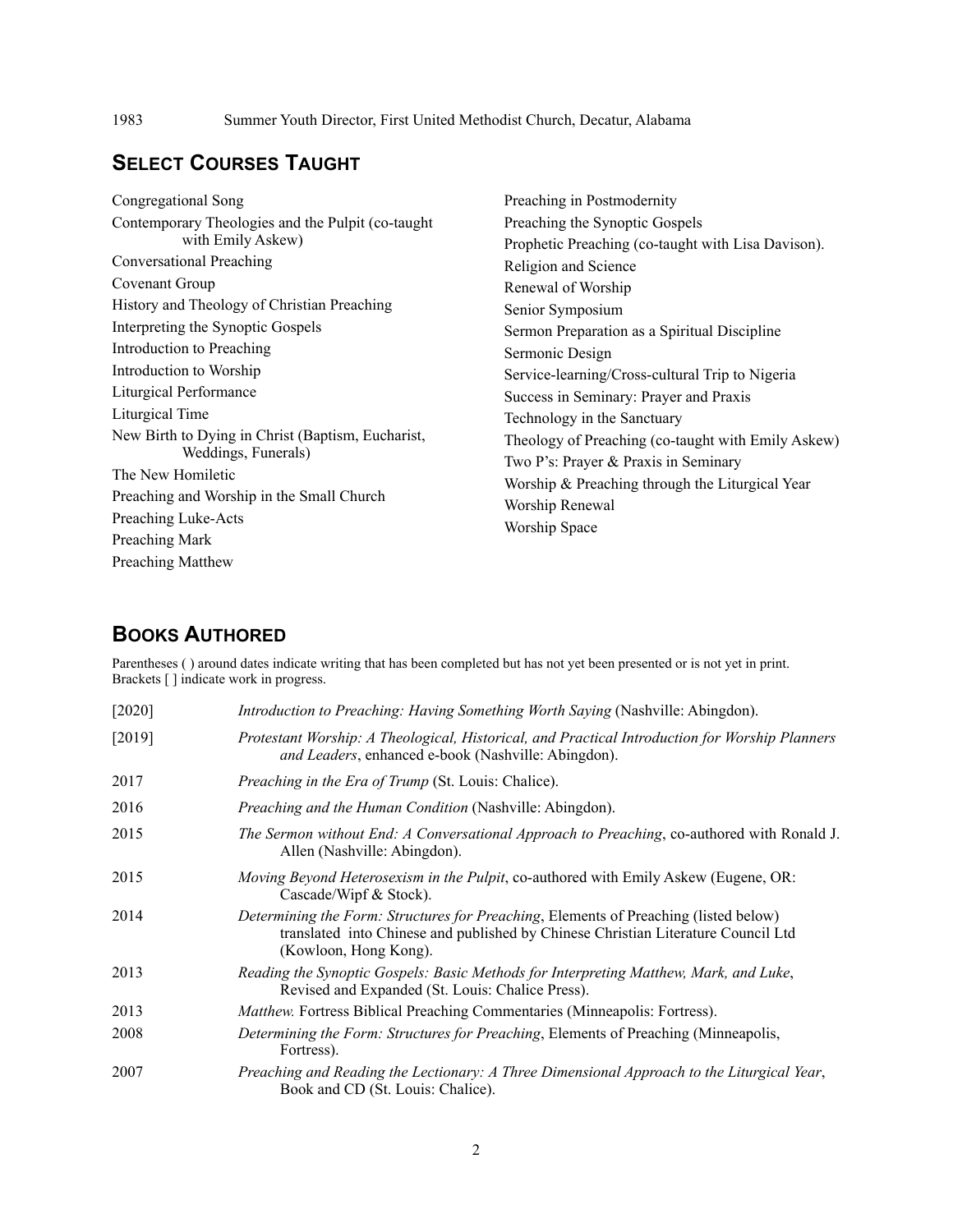1983 Summer Youth Director, First United Methodist Church, Decatur, Alabama

## Select Courses Taught

- Congregational Song
- Contemporary Theologies and the Pulpit (co-taught with Emily Askew)
- Conversational Preaching
- Covenant Group
- History and Theology of Christian Preaching
- Interpreting the Synoptic Gospels
- Introduction to Preaching
- Introduction to Worship
- Liturgical Performance
- Liturgical Time
- New Birth to Dying in Christ (Baptism, Eucharist, Weddings, Funerals)
- The New Homiletic
- Preaching and Worship in the Small Church
- Preaching Luke-Acts
- Preaching Mark
- Preaching Matthew
- Preaching in Postmodernity
- Preaching the Synoptic Gospels
- Prophetic Preaching (co-taught with Lisa Davison).
- Religion and Science
- Renewal of Worship
- Senior Symposium
- Sermon Preparation as a Spiritual Discipline
- Sermonic Design
- Service-learning/Cross-cultural Trip to Nigeria
- Success in Seminary: Prayer and Praxis
- Technology in the Sanctuary
- Theology of Preaching (co-taught with Emily Askew)
- Two P's: Prayer & Praxis in Seminary
- Worship & Preaching through the Liturgical Year
- Worship Renewal
- Worship Space

## Books Authored

Parentheses ( ) around dates indicate writing that has been completed but has not yet been presented or is not yet in print. Brackets [ ] indicate work in progress.

[2020] *Introduction to Preaching: Having Something Worth Saying* (Nashville: Abingdon).

[2019] *Protestant Worship: A Theological, Historical, and Practical Introduction for Worship Planners and Leaders*, enhanced e-book (Nashville: Abingdon).

2017 *Preaching in the Era of Trump* (St. Louis: Chalice).

2016 *Preaching and the Human Condition* (Nashville: Abingdon).

2015 *The Sermon without End: A Conversational Approach to Preaching*, co-authored with Ronald J. Allen (Nashville: Abingdon).

2015 *Moving Beyond Heterosexism in the Pulpit*, co-authored with Emily Askew (Eugene, OR: Cascade/Wipf & Stock).

2014 *Determining the Form: Structures for Preaching*, Elements of Preaching (listed below) translated into Chinese and published by Chinese Christian Literature Council Ltd (Kowloon, Hong Kong).

2013 *Reading the Synoptic Gospels: Basic Methods for Interpreting Matthew, Mark, and Luke*, Revised and Expanded (St. Louis: Chalice Press).

2013 *Matthew.* Fortress Biblical Preaching Commentaries (Minneapolis: Fortress).

2008 *Determining the Form: Structures for Preaching*, Elements of Preaching (Minneapolis, Fortress).

2007 *Preaching and Reading the Lectionary: A Three Dimensional Approach to the Liturgical Year*, Book and CD (St. Louis: Chalice).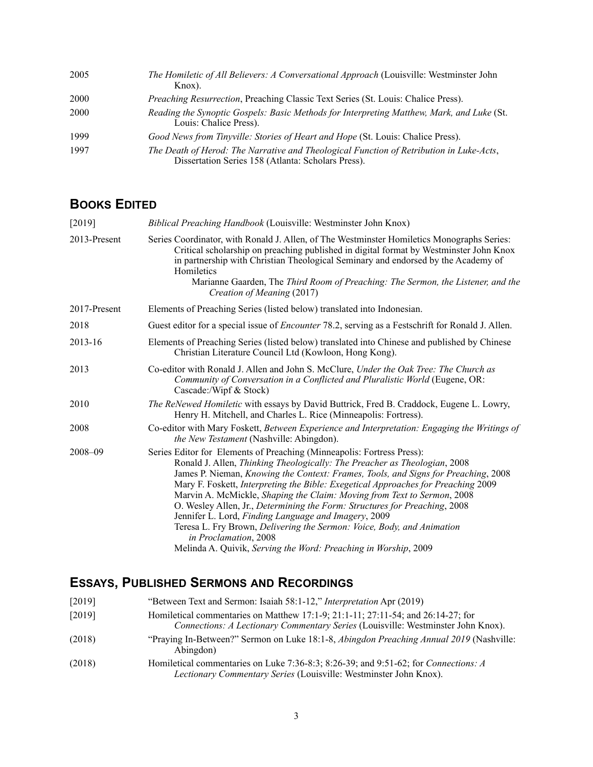| | |
|---|---|
| 2005 | *The Homiletic of All Believers: A Conversational Approach* (Louisville: Westminster John Knox). |
| 2000 | *Preaching Resurrection*, Preaching Classic Text Series (St. Louis: Chalice Press). |
| 2000 | *Reading the Synoptic Gospels: Basic Methods for Interpreting Matthew, Mark, and Luke* (St. Louis: Chalice Press). |
| 1999 | *Good News from Tinyville: Stories of Heart and Hope* (St. Louis: Chalice Press). |
| 1997 | *The Death of Herod: The Narrative and Theological Function of Retribution in Luke-Acts*, Dissertation Series 158 (Atlanta: Scholars Press). |

## BOOKS EDITED

| | |
|---|---|
| [2019] | *Biblical Preaching Handbook* (Louisville: Westminster John Knox) |
| 2013-Present | Series Coordinator, with Ronald J. Allen, of The Westminster Homiletics Monographs Series: Critical scholarship on preaching published in digital format by Westminster John Knox in partnership with Christian Theological Seminary and endorsed by the Academy of Homiletics<br>Marianne Gaarden, The *Third Room of Preaching: The Sermon, the Listener, and the Creation of Meaning* (2017) |
| 2017-Present | Elements of Preaching Series (listed below) translated into Indonesian. |
| 2018 | Guest editor for a special issue of *Encounter* 78.2, serving as a Festschrift for Ronald J. Allen. |
| 2013-16 | Elements of Preaching Series (listed below) translated into Chinese and published by Chinese Christian Literature Council Ltd (Kowloon, Hong Kong). |
| 2013 | Co-editor with Ronald J. Allen and John S. McClure, *Under the Oak Tree: The Church as Community of Conversation in a Conflicted and Pluralistic World* (Eugene, OR: Cascade:/Wipf & Stock) |
| 2010 | *The ReNewed Homiletic* with essays by David Buttrick, Fred B. Craddock, Eugene L. Lowry, Henry H. Mitchell, and Charles L. Rice (Minneapolis: Fortress). |
| 2008 | Co-editor with Mary Foskett, *Between Experience and Interpretation: Engaging the Writings of the New Testament* (Nashville: Abingdon). |
| 2008–09 | Series Editor for Elements of Preaching (Minneapolis: Fortress Press):<br>Ronald J. Allen, *Thinking Theologically: The Preacher as Theologian*, 2008<br>James P. Nieman, *Knowing the Context: Frames, Tools, and Signs for Preaching*, 2008<br>Mary F. Foskett, *Interpreting the Bible: Exegetical Approaches for Preaching* 2009<br>Marvin A. McMickle, *Shaping the Claim: Moving from Text to Sermon*, 2008<br>O. Wesley Allen, Jr., *Determining the Form: Structures for Preaching*, 2008<br>Jennifer L. Lord, *Finding Language and Imagery*, 2009<br>Teresa L. Fry Brown, *Delivering the Sermon: Voice, Body, and Animation in Proclamation*, 2008<br>Melinda A. Quivik, *Serving the Word: Preaching in Worship*, 2009 |

## ESSAYS, PUBLISHED SERMONS AND RECORDINGS

| | |
|---|---|
| [2019] | "Between Text and Sermon: Isaiah 58:1-12," *Interpretation* Apr (2019) |
| [2019] | Homiletical commentaries on Matthew 17:1-9; 21:1-11; 27:11-54; and 26:14-27; for *Connections: A Lectionary Commentary Series* (Louisville: Westminster John Knox). |
| (2018) | "Praying In-Between?" Sermon on Luke 18:1-8, *Abingdon Preaching Annual 2019* (Nashville: Abingdon) |
| (2018) | Homiletical commentaries on Luke 7:36-8:3; 8:26-39; and 9:51-62; for *Connections: A Lectionary Commentary Series* (Louisville: Westminster John Knox). |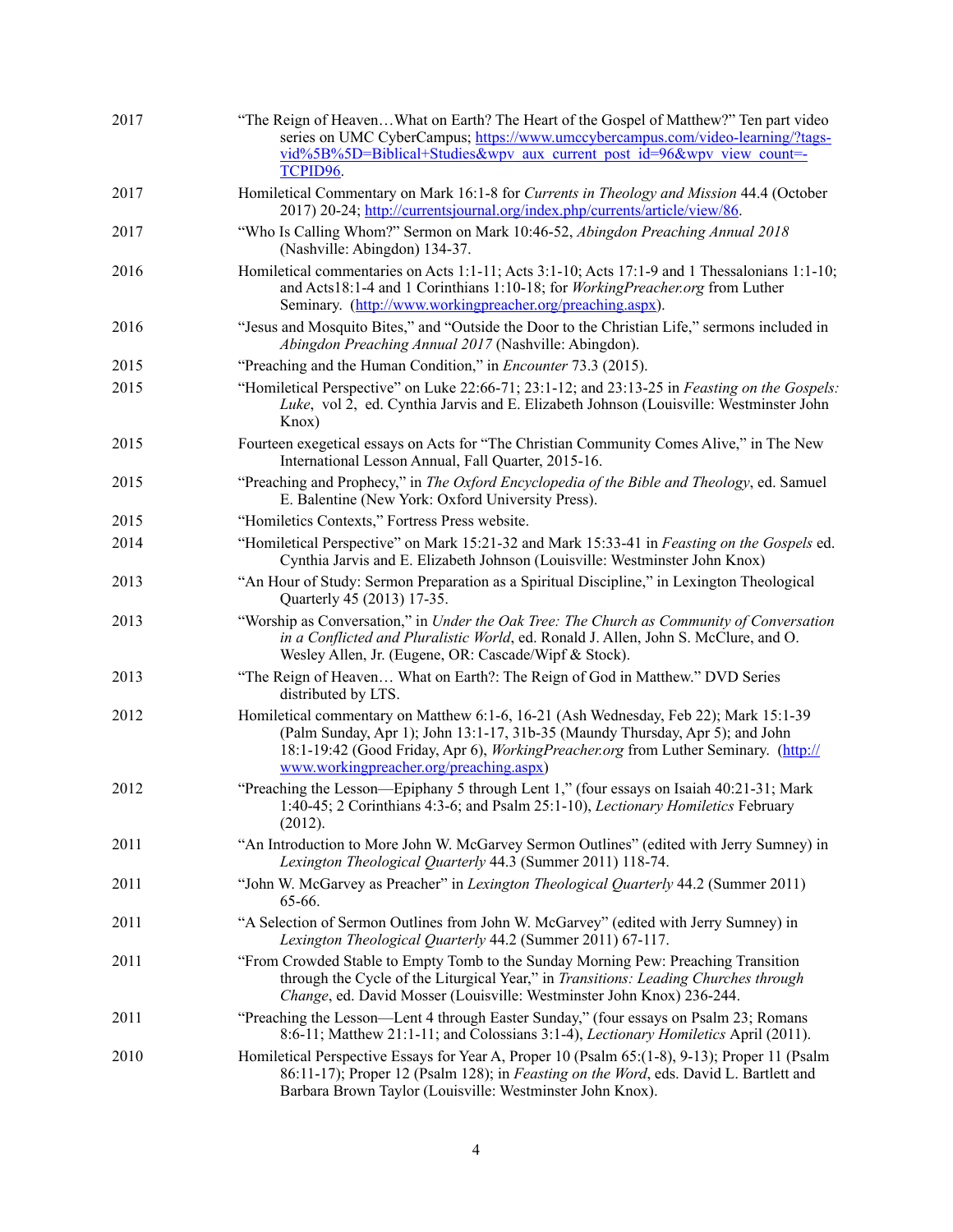| | |
|---|---|
| 2017 | "The Reign of Heaven…What on Earth? The Heart of the Gospel of Matthew?" Ten part video series on UMC CyberCampus; https://www.umccybercampus.com/video-learning/?tags-vid%5B%5D=Biblical+Studies&wpv_aux_current_post_id=96&wpv_view_count=-TCPID96. |
| 2017 | Homiletical Commentary on Mark 16:1-8 for *Currents in Theology and Mission* 44.4 (October 2017) 20-24; http://currentsjournal.org/index.php/currents/article/view/86. |
| 2017 | "Who Is Calling Whom?" Sermon on Mark 10:46-52, *Abingdon Preaching Annual 2018* (Nashville: Abingdon) 134-37. |
| 2016 | Homiletical commentaries on Acts 1:1-11; Acts 3:1-10; Acts 17:1-9 and 1 Thessalonians 1:1-10; and Acts18:1-4 and 1 Corinthians 1:10-18; for *WorkingPreacher.org* from Luther Seminary. (http://www.workingpreacher.org/preaching.aspx). |
| 2016 | "Jesus and Mosquito Bites," and "Outside the Door to the Christian Life," sermons included in *Abingdon Preaching Annual 2017* (Nashville: Abingdon). |
| 2015 | "Preaching and the Human Condition," in *Encounter* 73.3 (2015). |
| 2015 | "Homiletical Perspective" on Luke 22:66-71; 23:1-12; and 23:13-25 in *Feasting on the Gospels: Luke*, vol 2, ed. Cynthia Jarvis and E. Elizabeth Johnson (Louisville: Westminster John Knox) |
| 2015 | Fourteen exegetical essays on Acts for "The Christian Community Comes Alive," in The New International Lesson Annual, Fall Quarter, 2015-16. |
| 2015 | "Preaching and Prophecy," in *The Oxford Encyclopedia of the Bible and Theology*, ed. Samuel E. Balentine (New York: Oxford University Press). |
| 2015 | "Homiletics Contexts," Fortress Press website. |
| 2014 | "Homiletical Perspective" on Mark 15:21-32 and Mark 15:33-41 in *Feasting on the Gospels* ed. Cynthia Jarvis and E. Elizabeth Johnson (Louisville: Westminster John Knox) |
| 2013 | "An Hour of Study: Sermon Preparation as a Spiritual Discipline," in Lexington Theological Quarterly 45 (2013) 17-35. |
| 2013 | "Worship as Conversation," in *Under the Oak Tree: The Church as Community of Conversation in a Conflicted and Pluralistic World*, ed. Ronald J. Allen, John S. McClure, and O. Wesley Allen, Jr. (Eugene, OR: Cascade/Wipf & Stock). |
| 2013 | "The Reign of Heaven… What on Earth?: The Reign of God in Matthew." DVD Series distributed by LTS. |
| 2012 | Homiletical commentary on Matthew 6:1-6, 16-21 (Ash Wednesday, Feb 22); Mark 15:1-39 (Palm Sunday, Apr 1); John 13:1-17, 31b-35 (Maundy Thursday, Apr 5); and John 18:1-19:42 (Good Friday, Apr 6), *WorkingPreacher.org* from Luther Seminary. (http://www.workingpreacher.org/preaching.aspx) |
| 2012 | "Preaching the Lesson—Epiphany 5 through Lent 1," (four essays on Isaiah 40:21-31; Mark 1:40-45; 2 Corinthians 4:3-6; and Psalm 25:1-10), *Lectionary Homiletics* February (2012). |
| 2011 | "An Introduction to More John W. McGarvey Sermon Outlines" (edited with Jerry Sumney) in *Lexington Theological Quarterly* 44.3 (Summer 2011) 118-74. |
| 2011 | "John W. McGarvey as Preacher" in *Lexington Theological Quarterly* 44.2 (Summer 2011) 65-66. |
| 2011 | "A Selection of Sermon Outlines from John W. McGarvey" (edited with Jerry Sumney) in *Lexington Theological Quarterly* 44.2 (Summer 2011) 67-117. |
| 2011 | "From Crowded Stable to Empty Tomb to the Sunday Morning Pew: Preaching Transition through the Cycle of the Liturgical Year," in *Transitions: Leading Churches through Change*, ed. David Mosser (Louisville: Westminster John Knox) 236-244. |
| 2011 | "Preaching the Lesson—Lent 4 through Easter Sunday," (four essays on Psalm 23; Romans 8:6-11; Matthew 21:1-11; and Colossians 3:1-4), *Lectionary Homiletics* April (2011). |
| 2010 | Homiletical Perspective Essays for Year A, Proper 10 (Psalm 65:(1-8), 9-13); Proper 11 (Psalm 86:11-17); Proper 12 (Psalm 128); in *Feasting on the Word*, eds. David L. Bartlett and Barbara Brown Taylor (Louisville: Westminster John Knox). |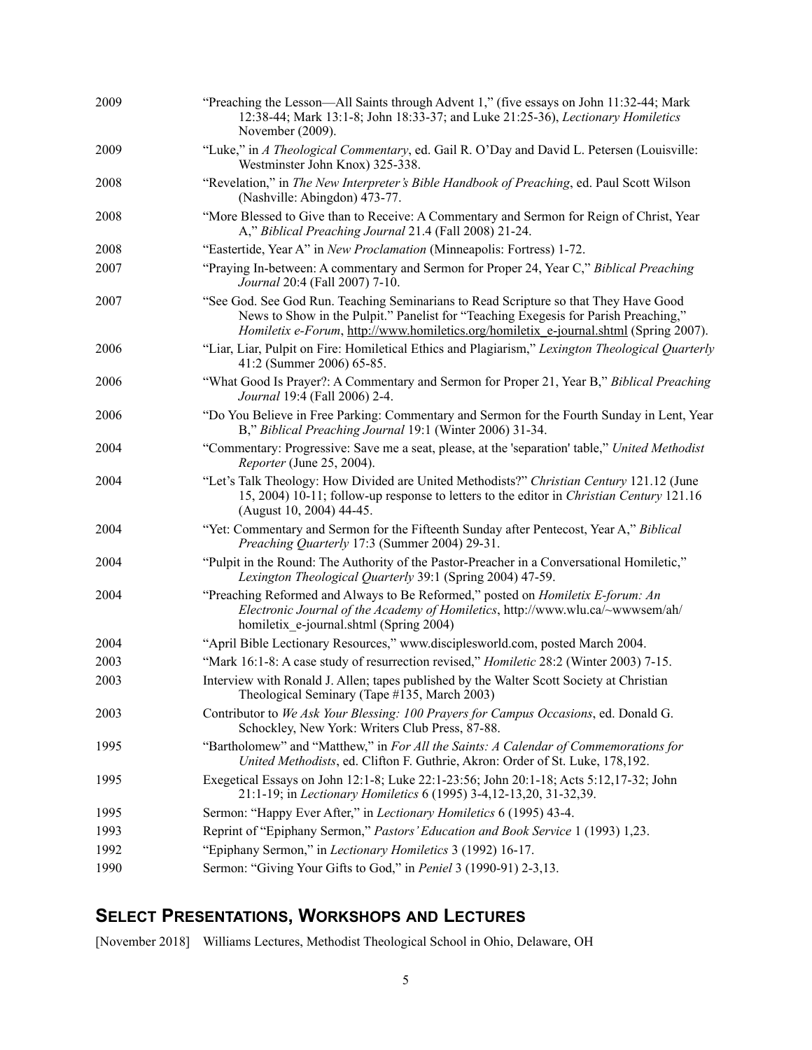2009 “Preaching the Lesson—All Saints through Advent 1,” (five essays on John 11:32-44; Mark 12:38-44; Mark 13:1-8; John 18:33-37; and Luke 21:25-36), *Lectionary Homiletics* November (2009).

2009 “Luke,” in *A Theological Commentary*, ed. Gail R. O’Day and David L. Petersen (Louisville: Westminster John Knox) 325-338.

2008 “Revelation,” in *The New Interpreter’s Bible Handbook of Preaching*, ed. Paul Scott Wilson (Nashville: Abingdon) 473-77.

2008 “More Blessed to Give than to Receive: A Commentary and Sermon for Reign of Christ, Year A,” *Biblical Preaching Journal* 21.4 (Fall 2008) 21-24.

2008 “Eastertide, Year A” in *New Proclamation* (Minneapolis: Fortress) 1-72.

2007 “Praying In-between: A commentary and Sermon for Proper 24, Year C,” *Biblical Preaching Journal* 20:4 (Fall 2007) 7-10.

2007 “See God. See God Run. Teaching Seminarians to Read Scripture so that They Have Good News to Show in the Pulpit.” Panelist for “Teaching Exegesis for Parish Preaching,” *Homiletix e-Forum*, http://www.homiletics.org/homiletix_e-journal.shtml (Spring 2007).

2006 “Liar, Liar, Pulpit on Fire: Homiletical Ethics and Plagiarism,” *Lexington Theological Quarterly* 41:2 (Summer 2006) 65-85.

2006 “What Good Is Prayer?: A Commentary and Sermon for Proper 21, Year B,” *Biblical Preaching Journal* 19:4 (Fall 2006) 2-4.

2006 “Do You Believe in Free Parking: Commentary and Sermon for the Fourth Sunday in Lent, Year B,” *Biblical Preaching Journal* 19:1 (Winter 2006) 31-34.

2004 “Commentary: Progressive: Save me a seat, please, at the 'separation' table,” *United Methodist Reporter* (June 25, 2004).

2004 “Let’s Talk Theology: How Divided are United Methodists?” *Christian Century* 121.12 (June 15, 2004) 10-11; follow-up response to letters to the editor in *Christian Century* 121.16 (August 10, 2004) 44-45.

2004 “Yet: Commentary and Sermon for the Fifteenth Sunday after Pentecost, Year A,” *Biblical Preaching Quarterly* 17:3 (Summer 2004) 29-31.

2004 “Pulpit in the Round: The Authority of the Pastor-Preacher in a Conversational Homiletic,” *Lexington Theological Quarterly* 39:1 (Spring 2004) 47-59.

2004 “Preaching Reformed and Always to Be Reformed,” posted on *Homiletix E-forum: An Electronic Journal of the Academy of Homiletics*, http://www.wlu.ca/~wwwsem/ah/homiletix_e-journal.shtml (Spring 2004)

2004 “April Bible Lectionary Resources,” www.disciplesworld.com, posted March 2004.

2003 “Mark 16:1-8: A case study of resurrection revised,” *Homiletic* 28:2 (Winter 2003) 7-15.

2003 Interview with Ronald J. Allen; tapes published by the Walter Scott Society at Christian Theological Seminary (Tape #135, March 2003)

2003 Contributor to *We Ask Your Blessing: 100 Prayers for Campus Occasions*, ed. Donald G. Schockley, New York: Writers Club Press, 87-88.

1995 “Bartholomew” and “Matthew,” in *For All the Saints: A Calendar of Commemorations for United Methodists*, ed. Clifton F. Guthrie, Akron: Order of St. Luke, 178,192.

1995 Exegetical Essays on John 12:1-8; Luke 22:1-23:56; John 20:1-18; Acts 5:12,17-32; John 21:1-19; in *Lectionary Homiletics* 6 (1995) 3-4,12-13,20, 31-32,39.

1995 Sermon: “Happy Ever After,” in *Lectionary Homiletics* 6 (1995) 43-4.

1993 Reprint of “Epiphany Sermon,” *Pastors’ Education and Book Service* 1 (1993) 1,23.

1992 “Epiphany Sermon,” in *Lectionary Homiletics* 3 (1992) 16-17.

1990 Sermon: “Giving Your Gifts to God,” in *Peniel* 3 (1990-91) 2-3,13.

## SELECT PRESENTATIONS, WORKSHOPS AND LECTURES

[November 2018] Williams Lectures, Methodist Theological School in Ohio, Delaware, OH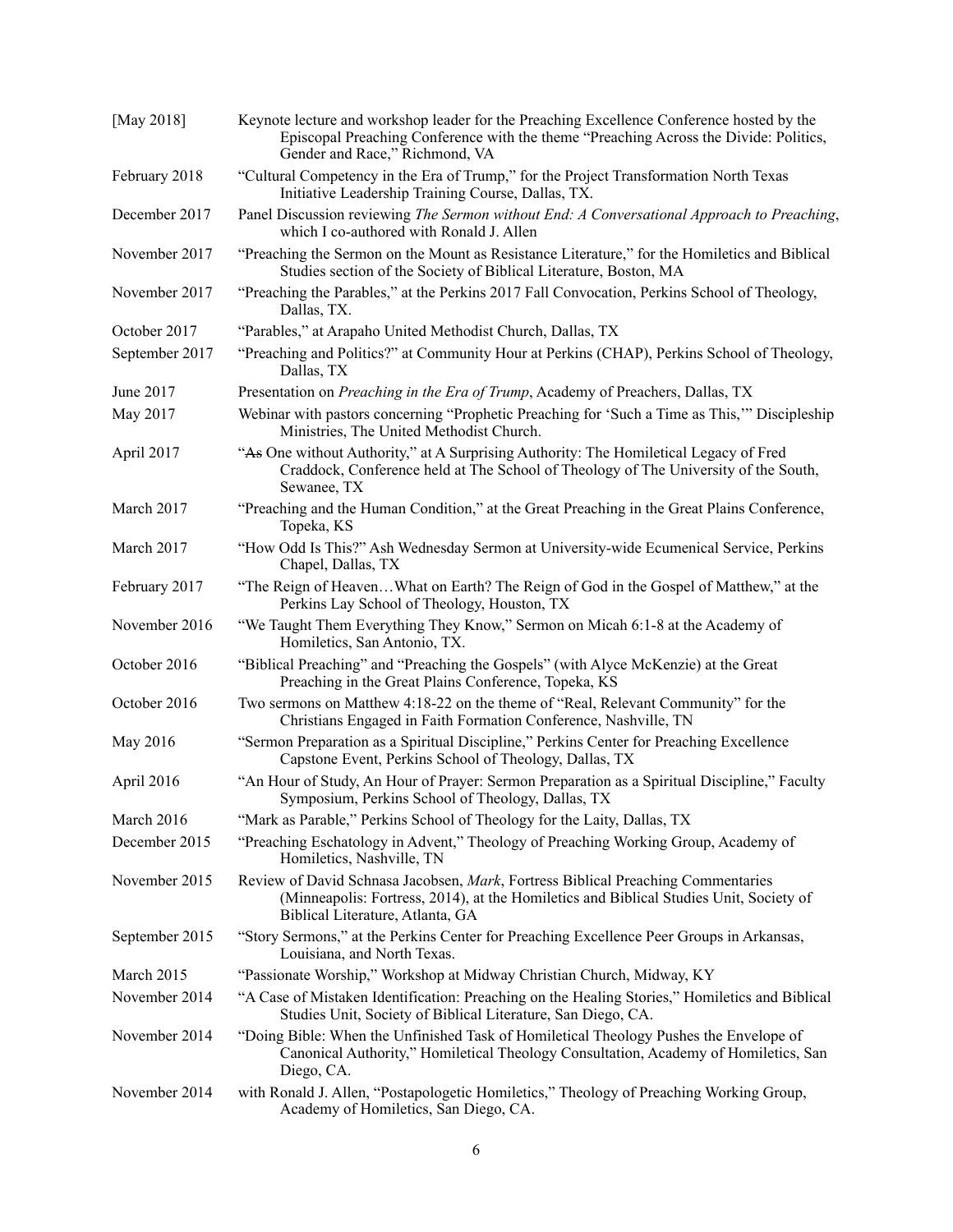| | |
|---|---|
| [May 2018] | Keynote lecture and workshop leader for the Preaching Excellence Conference hosted by the Episcopal Preaching Conference with the theme "Preaching Across the Divide: Politics, Gender and Race," Richmond, VA |
| February 2018 | "Cultural Competency in the Era of Trump," for the Project Transformation North Texas Initiative Leadership Training Course, Dallas, TX. |
| December 2017 | Panel Discussion reviewing *The Sermon without End: A Conversational Approach to Preaching*, which I co-authored with Ronald J. Allen |
| November 2017 | "Preaching the Sermon on the Mount as Resistance Literature," for the Homiletics and Biblical Studies section of the Society of Biblical Literature, Boston, MA |
| November 2017 | "Preaching the Parables," at the Perkins 2017 Fall Convocation, Perkins School of Theology, Dallas, TX. |
| October 2017 | "Parables," at Arapaho United Methodist Church, Dallas, TX |
| September 2017 | "Preaching and Politics?" at Community Hour at Perkins (CHAP), Perkins School of Theology, Dallas, TX |
| June 2017 | Presentation on *Preaching in the Era of Trump*, Academy of Preachers, Dallas, TX |
| May 2017 | Webinar with pastors concerning "Prophetic Preaching for 'Such a Time as This,'" Discipleship Ministries, The United Methodist Church. |
| April 2017 | "~~As~~ One without Authority," at A Surprising Authority: The Homiletical Legacy of Fred Craddock, Conference held at The School of Theology of The University of the South, Sewanee, TX |
| March 2017 | "Preaching and the Human Condition," at the Great Preaching in the Great Plains Conference, Topeka, KS |
| March 2017 | "How Odd Is This?" Ash Wednesday Sermon at University-wide Ecumenical Service, Perkins Chapel, Dallas, TX |
| February 2017 | "The Reign of Heaven…What on Earth? The Reign of God in the Gospel of Matthew," at the Perkins Lay School of Theology, Houston, TX |
| November 2016 | "We Taught Them Everything They Know," Sermon on Micah 6:1-8 at the Academy of Homiletics, San Antonio, TX. |
| October 2016 | "Biblical Preaching" and "Preaching the Gospels" (with Alyce McKenzie) at the Great Preaching in the Great Plains Conference, Topeka, KS |
| October 2016 | Two sermons on Matthew 4:18-22 on the theme of "Real, Relevant Community" for the Christians Engaged in Faith Formation Conference, Nashville, TN |
| May 2016 | "Sermon Preparation as a Spiritual Discipline," Perkins Center for Preaching Excellence Capstone Event, Perkins School of Theology, Dallas, TX |
| April 2016 | "An Hour of Study, An Hour of Prayer: Sermon Preparation as a Spiritual Discipline," Faculty Symposium, Perkins School of Theology, Dallas, TX |
| March 2016 | "Mark as Parable," Perkins School of Theology for the Laity, Dallas, TX |
| December 2015 | "Preaching Eschatology in Advent," Theology of Preaching Working Group, Academy of Homiletics, Nashville, TN |
| November 2015 | Review of David Schnasa Jacobsen, *Mark*, Fortress Biblical Preaching Commentaries (Minneapolis: Fortress, 2014), at the Homiletics and Biblical Studies Unit, Society of Biblical Literature, Atlanta, GA |
| September 2015 | "Story Sermons," at the Perkins Center for Preaching Excellence Peer Groups in Arkansas, Louisiana, and North Texas. |
| March 2015 | "Passionate Worship," Workshop at Midway Christian Church, Midway, KY |
| November 2014 | "A Case of Mistaken Identification: Preaching on the Healing Stories," Homiletics and Biblical Studies Unit, Society of Biblical Literature, San Diego, CA. |
| November 2014 | "Doing Bible: When the Unfinished Task of Homiletical Theology Pushes the Envelope of Canonical Authority," Homiletical Theology Consultation, Academy of Homiletics, San Diego, CA. |
| November 2014 | with Ronald J. Allen, "Postapologetic Homiletics," Theology of Preaching Working Group, Academy of Homiletics, San Diego, CA. |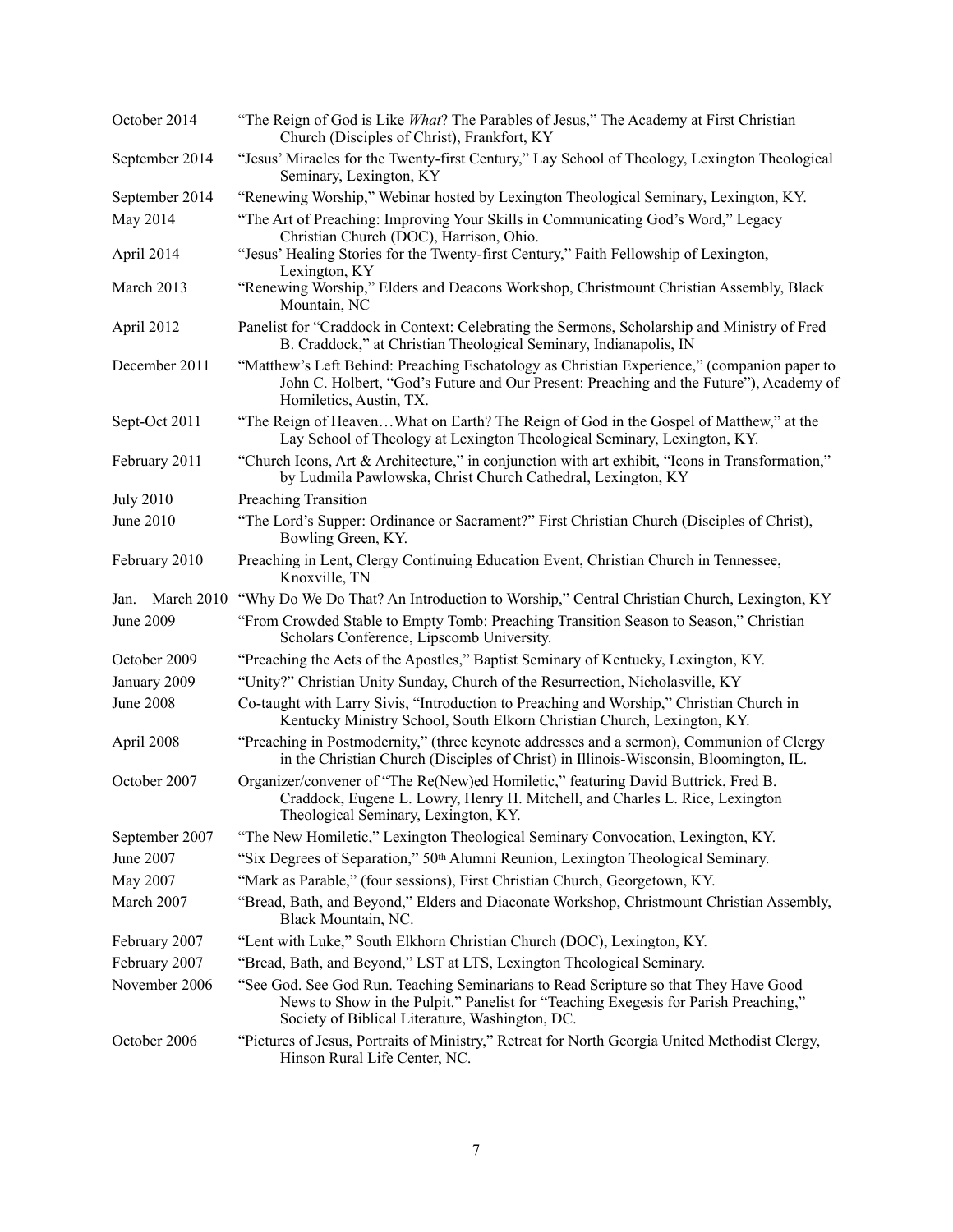| | |
|---|---|
| October 2014 | "The Reign of God is Like *What*? The Parables of Jesus," The Academy at First Christian Church (Disciples of Christ), Frankfort, KY |
| September 2014 | "Jesus' Miracles for the Twenty-first Century," Lay School of Theology, Lexington Theological Seminary, Lexington, KY |
| September 2014 | "Renewing Worship," Webinar hosted by Lexington Theological Seminary, Lexington, KY. |
| May 2014 | "The Art of Preaching: Improving Your Skills in Communicating God's Word," Legacy Christian Church (DOC), Harrison, Ohio. |
| April 2014 | "Jesus' Healing Stories for the Twenty-first Century," Faith Fellowship of Lexington, Lexington, KY |
| March 2013 | "Renewing Worship," Elders and Deacons Workshop, Christmount Christian Assembly, Black Mountain, NC |
| April 2012 | Panelist for "Craddock in Context: Celebrating the Sermons, Scholarship and Ministry of Fred B. Craddock," at Christian Theological Seminary, Indianapolis, IN |
| December 2011 | "Matthew's Left Behind: Preaching Eschatology as Christian Experience," (companion paper to John C. Holbert, "God's Future and Our Present: Preaching and the Future"), Academy of Homiletics, Austin, TX. |
| Sept-Oct 2011 | "The Reign of Heaven…What on Earth? The Reign of God in the Gospel of Matthew," at the Lay School of Theology at Lexington Theological Seminary, Lexington, KY. |
| February 2011 | "Church Icons, Art & Architecture," in conjunction with art exhibit, "Icons in Transformation," by Ludmila Pawlowska, Christ Church Cathedral, Lexington, KY |
| July 2010 | Preaching Transition |
| June 2010 | "The Lord's Supper: Ordinance or Sacrament?" First Christian Church (Disciples of Christ), Bowling Green, KY. |
| February 2010 | Preaching in Lent, Clergy Continuing Education Event, Christian Church in Tennessee, Knoxville, TN |
| Jan. – March 2010 | "Why Do We Do That? An Introduction to Worship," Central Christian Church, Lexington, KY |
| June 2009 | "From Crowded Stable to Empty Tomb: Preaching Transition Season to Season," Christian Scholars Conference, Lipscomb University. |
| October 2009 | "Preaching the Acts of the Apostles," Baptist Seminary of Kentucky, Lexington, KY. |
| January 2009 | "Unity?" Christian Unity Sunday, Church of the Resurrection, Nicholasville, KY |
| June 2008 | Co-taught with Larry Sivis, "Introduction to Preaching and Worship," Christian Church in Kentucky Ministry School, South Elkorn Christian Church, Lexington, KY. |
| April 2008 | "Preaching in Postmodernity," (three keynote addresses and a sermon), Communion of Clergy in the Christian Church (Disciples of Christ) in Illinois-Wisconsin, Bloomington, IL. |
| October 2007 | Organizer/convener of "The Re(New)ed Homiletic," featuring David Buttrick, Fred B. Craddock, Eugene L. Lowry, Henry H. Mitchell, and Charles L. Rice, Lexington Theological Seminary, Lexington, KY. |
| September 2007 | "The New Homiletic," Lexington Theological Seminary Convocation, Lexington, KY. |
| June 2007 | "Six Degrees of Separation," 50th Alumni Reunion, Lexington Theological Seminary. |
| May 2007 | "Mark as Parable," (four sessions), First Christian Church, Georgetown, KY. |
| March 2007 | "Bread, Bath, and Beyond," Elders and Diaconate Workshop, Christmount Christian Assembly, Black Mountain, NC. |
| February 2007 | "Lent with Luke," South Elkhorn Christian Church (DOC), Lexington, KY. |
| February 2007 | "Bread, Bath, and Beyond," LST at LTS, Lexington Theological Seminary. |
| November 2006 | "See God. See God Run. Teaching Seminarians to Read Scripture so that They Have Good News to Show in the Pulpit." Panelist for "Teaching Exegesis for Parish Preaching," Society of Biblical Literature, Washington, DC. |
| October 2006 | "Pictures of Jesus, Portraits of Ministry," Retreat for North Georgia United Methodist Clergy, Hinson Rural Life Center, NC. |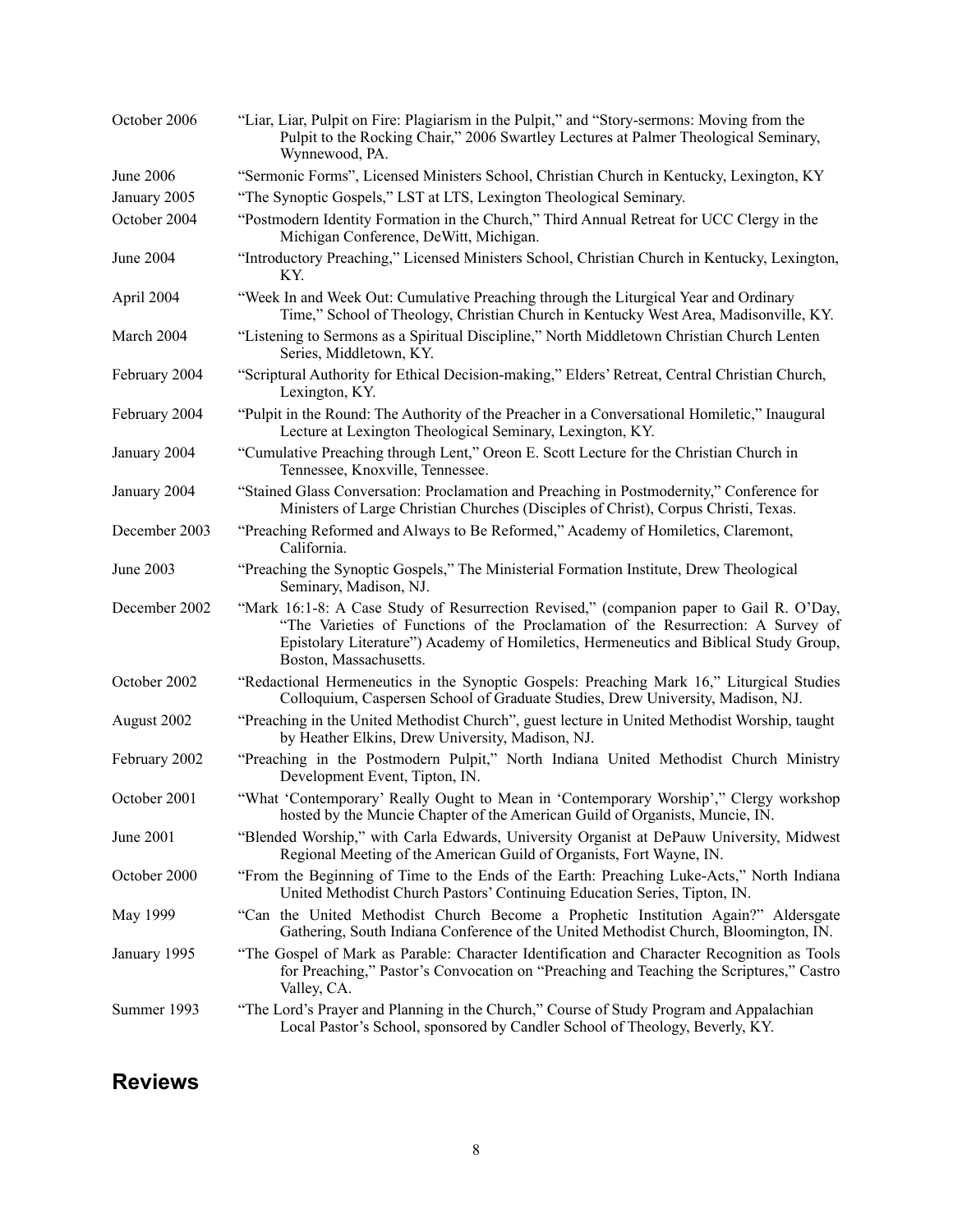October 2006 “Liar, Liar, Pulpit on Fire: Plagiarism in the Pulpit,” and “Story-sermons: Moving from the Pulpit to the Rocking Chair,” 2006 Swartley Lectures at Palmer Theological Seminary, Wynnewood, PA.

June 2006 “Sermonic Forms”, Licensed Ministers School, Christian Church in Kentucky, Lexington, KY

January 2005 “The Synoptic Gospels,” LST at LTS, Lexington Theological Seminary.

October 2004 “Postmodern Identity Formation in the Church,” Third Annual Retreat for UCC Clergy in the Michigan Conference, DeWitt, Michigan.

June 2004 “Introductory Preaching,” Licensed Ministers School, Christian Church in Kentucky, Lexington, KY.

April 2004 “Week In and Week Out: Cumulative Preaching through the Liturgical Year and Ordinary Time,” School of Theology, Christian Church in Kentucky West Area, Madisonville, KY.

March 2004 “Listening to Sermons as a Spiritual Discipline,” North Middletown Christian Church Lenten Series, Middletown, KY.

February 2004 “Scriptural Authority for Ethical Decision-making,” Elders’ Retreat, Central Christian Church, Lexington, KY.

February 2004 “Pulpit in the Round: The Authority of the Preacher in a Conversational Homiletic,” Inaugural Lecture at Lexington Theological Seminary, Lexington, KY.

January 2004 “Cumulative Preaching through Lent,” Oreon E. Scott Lecture for the Christian Church in Tennessee, Knoxville, Tennessee.

January 2004 “Stained Glass Conversation: Proclamation and Preaching in Postmodernity,” Conference for Ministers of Large Christian Churches (Disciples of Christ), Corpus Christi, Texas.

December 2003 “Preaching Reformed and Always to Be Reformed,” Academy of Homiletics, Claremont, California.

June 2003 “Preaching the Synoptic Gospels,” The Ministerial Formation Institute, Drew Theological Seminary, Madison, NJ.

December 2002 “Mark 16:1-8: A Case Study of Resurrection Revised,” (companion paper to Gail R. O’Day, “The Varieties of Functions of the Proclamation of the Resurrection: A Survey of Epistolary Literature”) Academy of Homiletics, Hermeneutics and Biblical Study Group, Boston, Massachusetts.

October 2002 “Redactional Hermeneutics in the Synoptic Gospels: Preaching Mark 16,” Liturgical Studies Colloquium, Caspersen School of Graduate Studies, Drew University, Madison, NJ.

August 2002 “Preaching in the United Methodist Church”, guest lecture in United Methodist Worship, taught by Heather Elkins, Drew University, Madison, NJ.

February 2002 “Preaching in the Postmodern Pulpit,” North Indiana United Methodist Church Ministry Development Event, Tipton, IN.

October 2001 “What ‘Contemporary’ Really Ought to Mean in ‘Contemporary Worship’,” Clergy workshop hosted by the Muncie Chapter of the American Guild of Organists, Muncie, IN.

June 2001 “Blended Worship,” with Carla Edwards, University Organist at DePauw University, Midwest Regional Meeting of the American Guild of Organists, Fort Wayne, IN.

October 2000 “From the Beginning of Time to the Ends of the Earth: Preaching Luke-Acts,” North Indiana United Methodist Church Pastors’ Continuing Education Series, Tipton, IN.

May 1999 “Can the United Methodist Church Become a Prophetic Institution Again?” Aldersgate Gathering, South Indiana Conference of the United Methodist Church, Bloomington, IN.

January 1995 “The Gospel of Mark as Parable: Character Identification and Character Recognition as Tools for Preaching,” Pastor’s Convocation on “Preaching and Teaching the Scriptures,” Castro Valley, CA.

Summer 1993 “The Lord’s Prayer and Planning in the Church,” Course of Study Program and Appalachian Local Pastor’s School, sponsored by Candler School of Theology, Beverly, KY.

## Reviews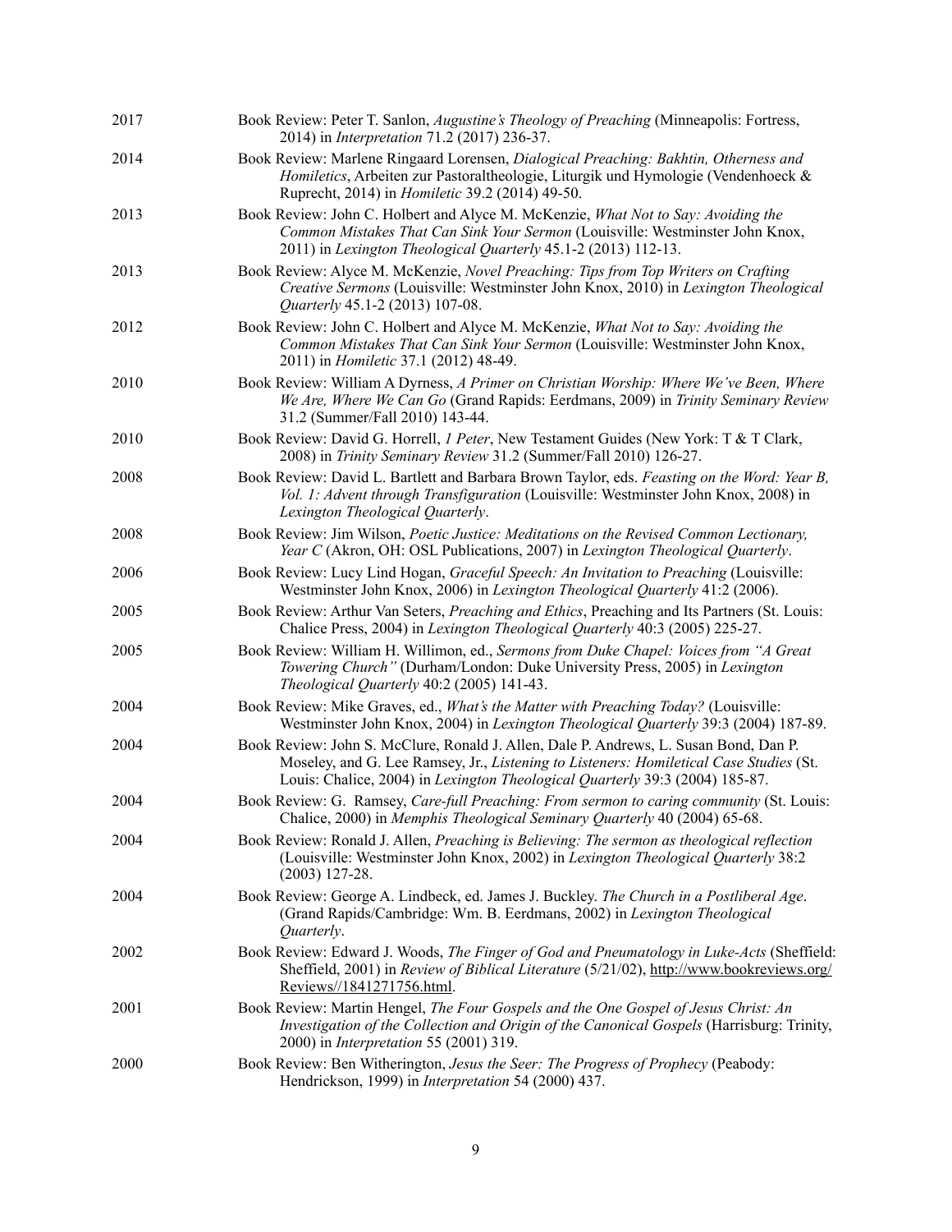| | |
|---|---|
| 2017 | Book Review: Peter T. Sanlon, *Augustine's Theology of Preaching* (Minneapolis: Fortress, 2014) in *Interpretation* 71.2 (2017) 236-37. |
| 2014 | Book Review: Marlene Ringaard Lorensen, *Dialogical Preaching: Bakhtin, Otherness and Homiletics*, Arbeiten zur Pastoraltheologie, Liturgik und Hymologie (Vendenhoeck & Ruprecht, 2014) in *Homiletic* 39.2 (2014) 49-50. |
| 2013 | Book Review: John C. Holbert and Alyce M. McKenzie, *What Not to Say: Avoiding the Common Mistakes That Can Sink Your Sermon* (Louisville: Westminster John Knox, 2011) in *Lexington Theological Quarterly* 45.1-2 (2013) 112-13. |
| 2013 | Book Review: Alyce M. McKenzie, *Novel Preaching: Tips from Top Writers on Crafting Creative Sermons* (Louisville: Westminster John Knox, 2010) in *Lexington Theological Quarterly* 45.1-2 (2013) 107-08. |
| 2012 | Book Review: John C. Holbert and Alyce M. McKenzie, *What Not to Say: Avoiding the Common Mistakes That Can Sink Your Sermon* (Louisville: Westminster John Knox, 2011) in *Homiletic* 37.1 (2012) 48-49. |
| 2010 | Book Review: William A Dyrness, *A Primer on Christian Worship: Where We've Been, Where We Are, Where We Can Go* (Grand Rapids: Eerdmans, 2009) in *Trinity Seminary Review* 31.2 (Summer/Fall 2010) 143-44. |
| 2010 | Book Review: David G. Horrell, *1 Peter*, New Testament Guides (New York: T & T Clark, 2008) in *Trinity Seminary Review* 31.2 (Summer/Fall 2010) 126-27. |
| 2008 | Book Review: David L. Bartlett and Barbara Brown Taylor, eds. *Feasting on the Word: Year B, Vol. 1: Advent through Transfiguration* (Louisville: Westminster John Knox, 2008) in *Lexington Theological Quarterly*. |
| 2008 | Book Review: Jim Wilson, *Poetic Justice: Meditations on the Revised Common Lectionary, Year C* (Akron, OH: OSL Publications, 2007) in *Lexington Theological Quarterly*. |
| 2006 | Book Review: Lucy Lind Hogan, *Graceful Speech: An Invitation to Preaching* (Louisville: Westminster John Knox, 2006) in *Lexington Theological Quarterly* 41:2 (2006). |
| 2005 | Book Review: Arthur Van Seters, *Preaching and Ethics*, Preaching and Its Partners (St. Louis: Chalice Press, 2004) in *Lexington Theological Quarterly* 40:3 (2005) 225-27. |
| 2005 | Book Review: William H. Willimon, ed., *Sermons from Duke Chapel: Voices from "A Great Towering Church"* (Durham/London: Duke University Press, 2005) in *Lexington Theological Quarterly* 40:2 (2005) 141-43. |
| 2004 | Book Review: Mike Graves, ed., *What's the Matter with Preaching Today?* (Louisville: Westminster John Knox, 2004) in *Lexington Theological Quarterly* 39:3 (2004) 187-89. |
| 2004 | Book Review: John S. McClure, Ronald J. Allen, Dale P. Andrews, L. Susan Bond, Dan P. Moseley, and G. Lee Ramsey, Jr., *Listening to Listeners: Homiletical Case Studies* (St. Louis: Chalice, 2004) in *Lexington Theological Quarterly* 39:3 (2004) 185-87. |
| 2004 | Book Review: G. Ramsey, *Care-full Preaching: From sermon to caring community* (St. Louis: Chalice, 2000) in *Memphis Theological Seminary Quarterly* 40 (2004) 65-68. |
| 2004 | Book Review: Ronald J. Allen, *Preaching is Believing: The sermon as theological reflection* (Louisville: Westminster John Knox, 2002) in *Lexington Theological Quarterly* 38:2 (2003) 127-28. |
| 2004 | Book Review: George A. Lindbeck, ed. James J. Buckley. *The Church in a Postliberal Age*. (Grand Rapids/Cambridge: Wm. B. Eerdmans, 2002) in *Lexington Theological Quarterly*. |
| 2002 | Book Review: Edward J. Woods, *The Finger of God and Pneumatology in Luke-Acts* (Sheffield: Sheffield, 2001) in *Review of Biblical Literature* (5/21/02), http://www.bookreviews.org/Reviews//1841271756.html. |
| 2001 | Book Review: Martin Hengel, *The Four Gospels and the One Gospel of Jesus Christ: An Investigation of the Collection and Origin of the Canonical Gospels* (Harrisburg: Trinity, 2000) in *Interpretation* 55 (2001) 319. |
| 2000 | Book Review: Ben Witherington, *Jesus the Seer: The Progress of Prophecy* (Peabody: Hendrickson, 1999) in *Interpretation* 54 (2000) 437. |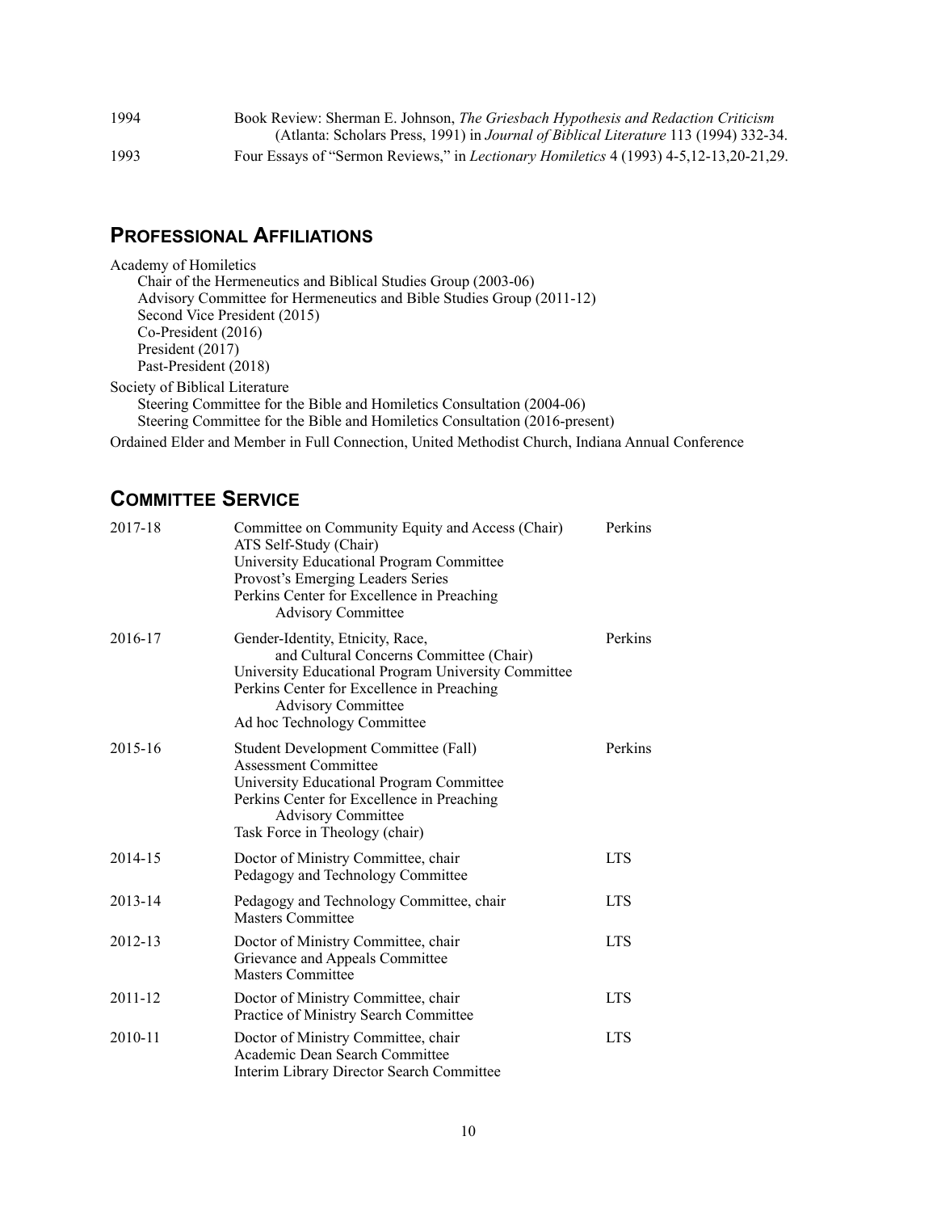| | |
|---|---|
| 1994 | Book Review: Sherman E. Johnson, *The Griesbach Hypothesis and Redaction Criticism* (Atlanta: Scholars Press, 1991) in *Journal of Biblical Literature* 113 (1994) 332-34. |
| 1993 | Four Essays of "Sermon Reviews," in *Lectionary Homiletics* 4 (1993) 4-5,12-13,20-21,29. |

## Professional Affiliations

Academy of Homiletics
- Chair of the Hermeneutics and Biblical Studies Group (2003-06)
- Advisory Committee for Hermeneutics and Bible Studies Group (2011-12)
- Second Vice President (2015)
- Co-President (2016)
- President (2017)
- Past-President (2018)

Society of Biblical Literature
- Steering Committee for the Bible and Homiletics Consultation (2004-06)
- Steering Committee for the Bible and Homiletics Consultation (2016-present)

Ordained Elder and Member in Full Connection, United Methodist Church, Indiana Annual Conference

## Committee Service

| Year | Committee | Institution |
|---|---|---|
| 2017-18 | Committee on Community Equity and Access (Chair)<br>ATS Self-Study (Chair)<br>University Educational Program Committee<br>Provost's Emerging Leaders Series<br>Perkins Center for Excellence in Preaching Advisory Committee | Perkins |
| 2016-17 | Gender-Identity, Etnicity, Race, and Cultural Concerns Committee (Chair)<br>University Educational Program University Committee<br>Perkins Center for Excellence in Preaching Advisory Committee<br>Ad hoc Technology Committee | Perkins |
| 2015-16 | Student Development Committee (Fall)<br>Assessment Committee<br>University Educational Program Committee<br>Perkins Center for Excellence in Preaching Advisory Committee<br>Task Force in Theology (chair) | Perkins |
| 2014-15 | Doctor of Ministry Committee, chair<br>Pedagogy and Technology Committee | LTS |
| 2013-14 | Pedagogy and Technology Committee, chair<br>Masters Committee | LTS |
| 2012-13 | Doctor of Ministry Committee, chair<br>Grievance and Appeals Committee<br>Masters Committee | LTS |
| 2011-12 | Doctor of Ministry Committee, chair<br>Practice of Ministry Search Committee | LTS |
| 2010-11 | Doctor of Ministry Committee, chair<br>Academic Dean Search Committee<br>Interim Library Director Search Committee | LTS |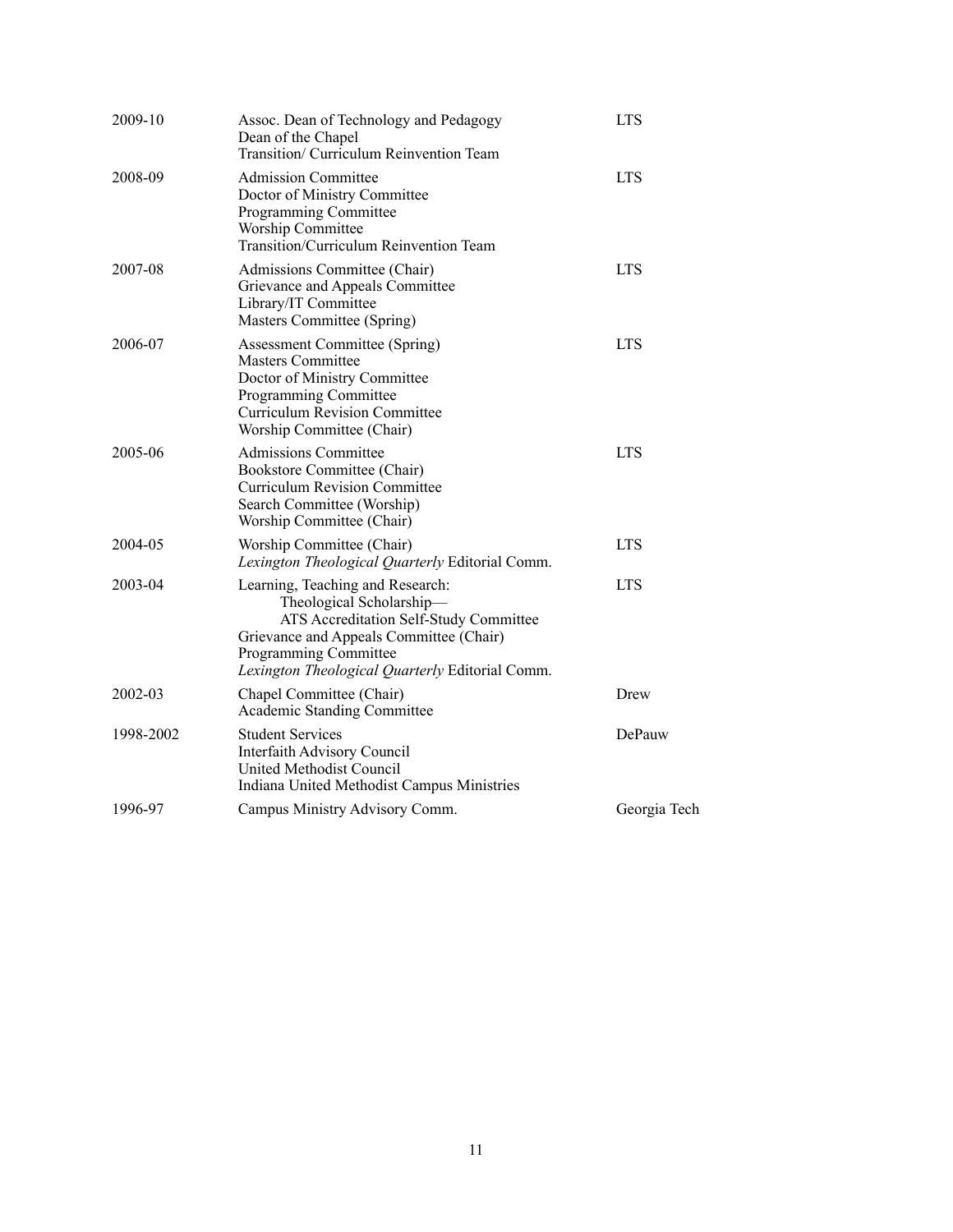| | | |
|---|---|---|
| 2009-10 | Assoc. Dean of Technology and Pedagogy<br>Dean of the Chapel<br>Transition/ Curriculum Reinvention Team | LTS |
| 2008-09 | Admission Committee<br>Doctor of Ministry Committee<br>Programming Committee<br>Worship Committee<br>Transition/Curriculum Reinvention Team | LTS |
| 2007-08 | Admissions Committee (Chair)<br>Grievance and Appeals Committee<br>Library/IT Committee<br>Masters Committee (Spring) | LTS |
| 2006-07 | Assessment Committee (Spring)<br>Masters Committee<br>Doctor of Ministry Committee<br>Programming Committee<br>Curriculum Revision Committee<br>Worship Committee (Chair) | LTS |
| 2005-06 | Admissions Committee<br>Bookstore Committee (Chair)<br>Curriculum Revision Committee<br>Search Committee (Worship)<br>Worship Committee (Chair) | LTS |
| 2004-05 | Worship Committee (Chair)<br>*Lexington Theological Quarterly* Editorial Comm. | LTS |
| 2003-04 | Learning, Teaching and Research:<br>Theological Scholarship—<br>ATS Accreditation Self-Study Committee<br>Grievance and Appeals Committee (Chair)<br>Programming Committee<br>*Lexington Theological Quarterly* Editorial Comm. | LTS |
| 2002-03 | Chapel Committee (Chair)<br>Academic Standing Committee | Drew |
| 1998-2002 | Student Services<br>Interfaith Advisory Council<br>United Methodist Council<br>Indiana United Methodist Campus Ministries | DePauw |
| 1996-97 | Campus Ministry Advisory Comm. | Georgia Tech |